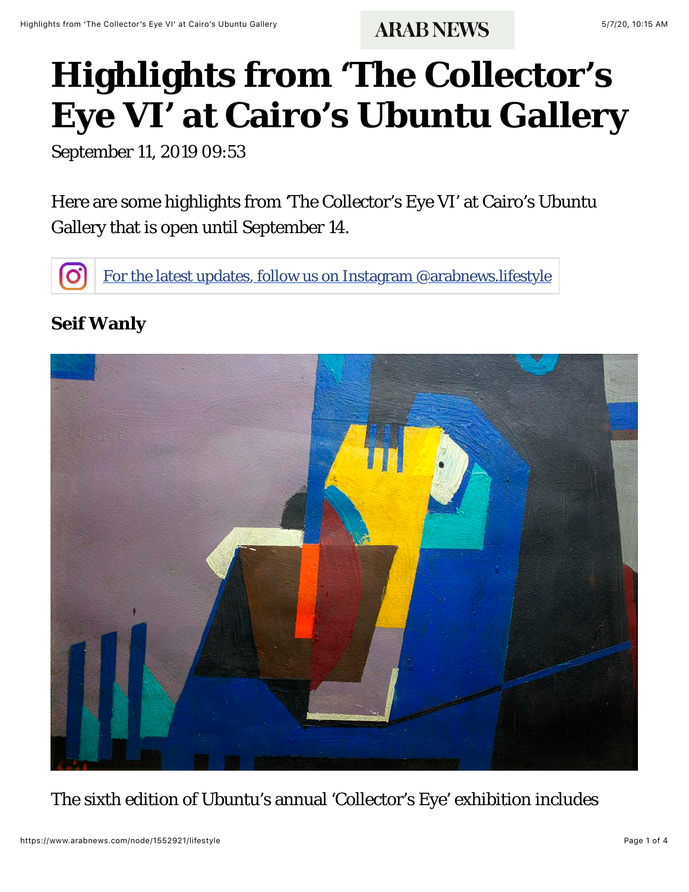# Highlights from 'The Collector's Eye VI' at Cairo's Ubuntu Gallery

September 11, 2019 09:53

Here are some highlights from 'The Collector's Eye VI' at Cairo's Ubuntu Gallery that is open until September 14.

For the latest updates, follow us on Instagram @arabnews.lifestyle

**Seif Wanly**

The sixth edition of Ubuntu's annual 'Collector's Eye' exhibition includes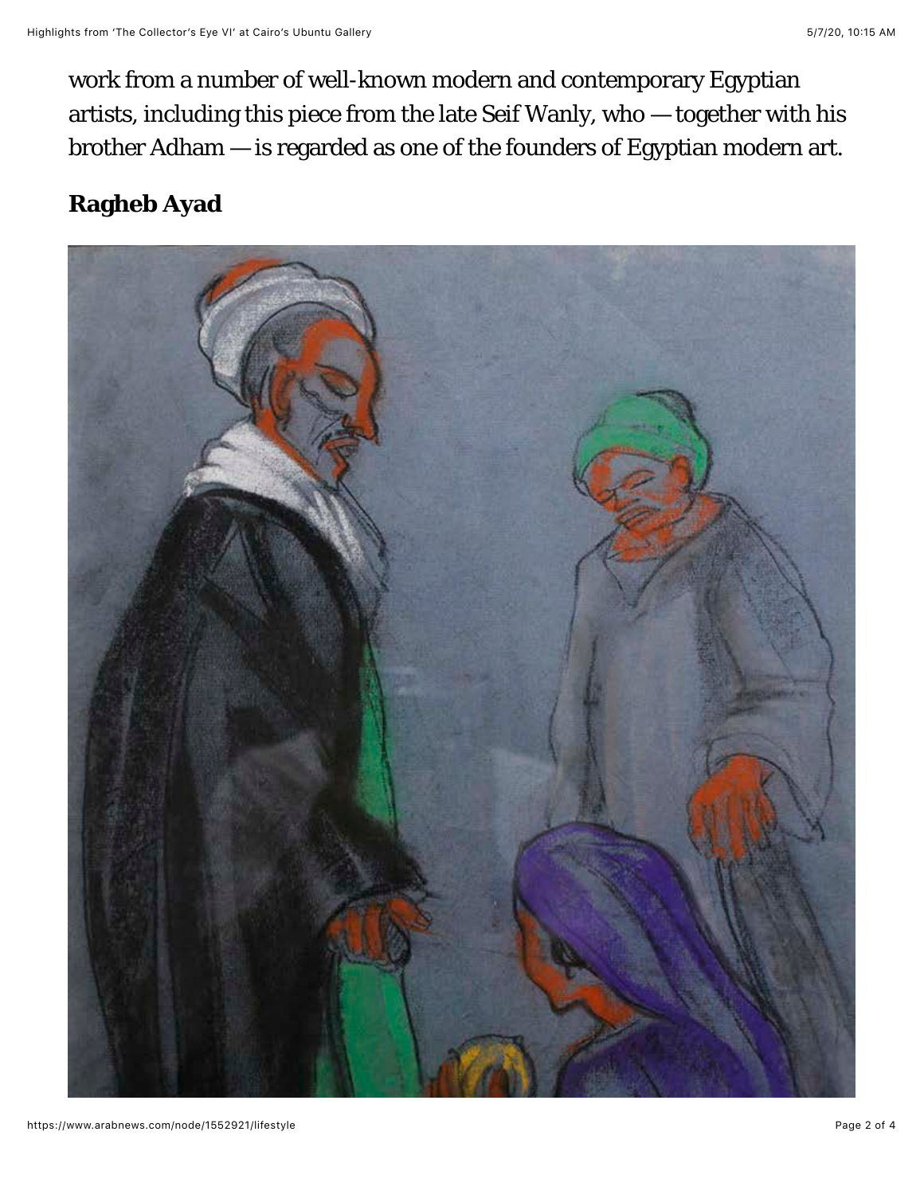work from a number of well-known modern and contemporary Egyptian artists, including this piece from the late Seif Wanly, who — together with his brother Adham — is regarded as one of the founders of Egyptian modern art.

## Ragheb Ayad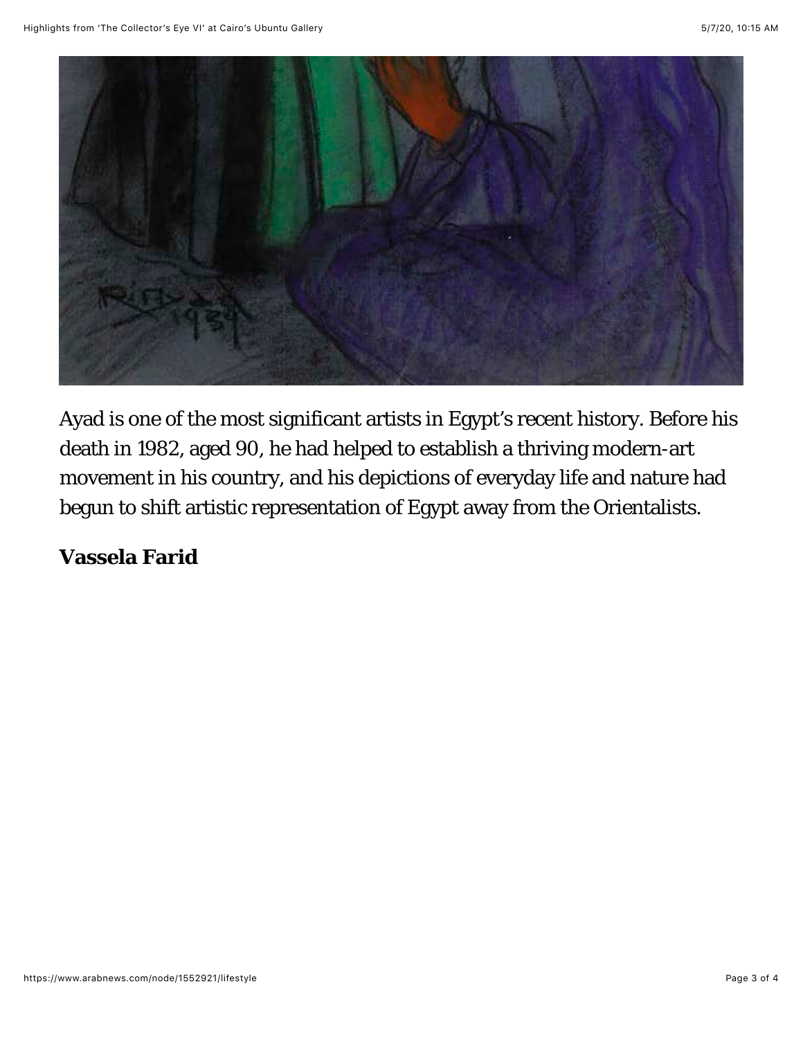Ayad is one of the most significant artists in Egypt's recent history. Before his death in 1982, aged 90, he had helped to establish a thriving modern-art movement in his country, and his depictions of everyday life and nature had begun to shift artistic representation of Egypt away from the Orientalists.

**Vassela Farid**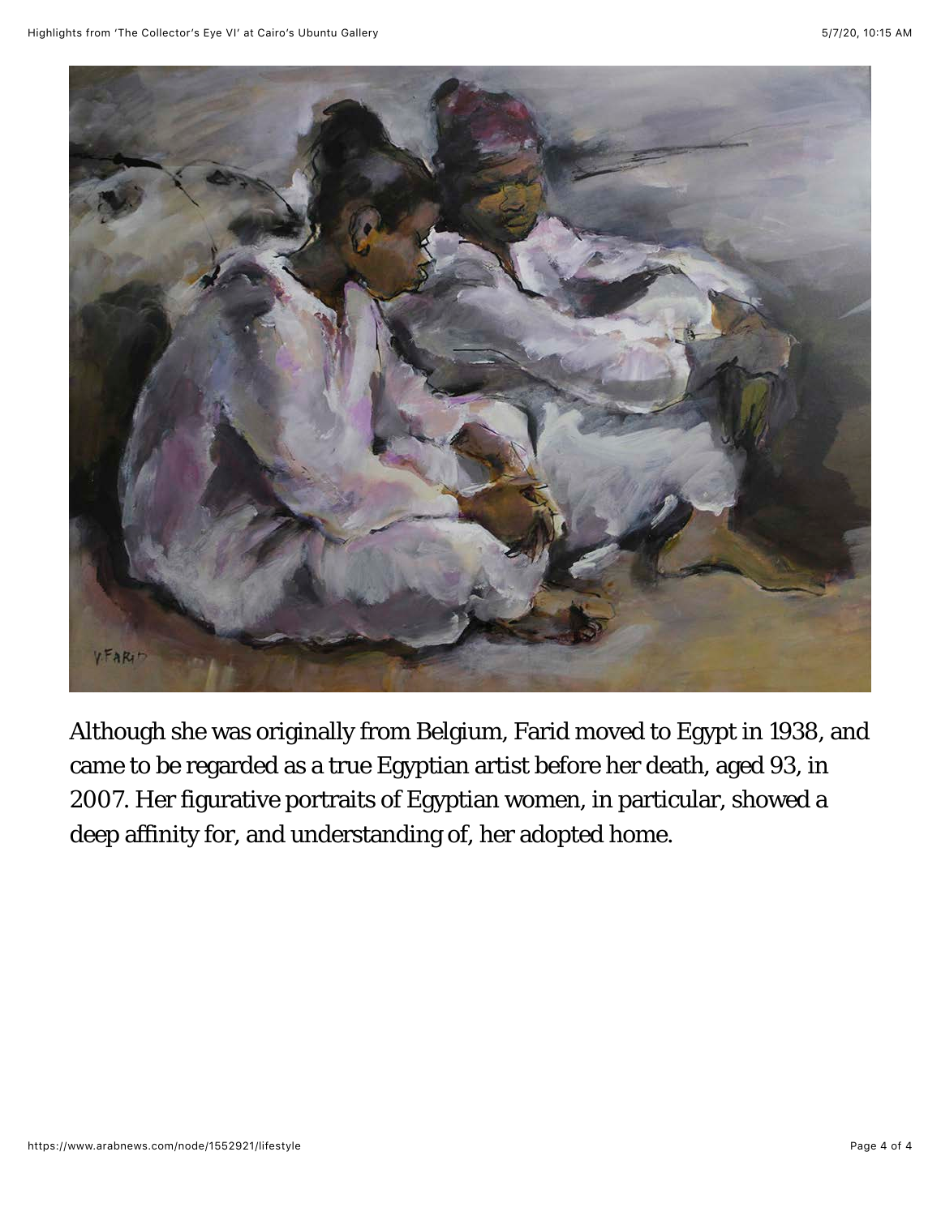Although she was originally from Belgium, Farid moved to Egypt in 1938, and came to be regarded as a true Egyptian artist before her death, aged 93, in 2007. Her figurative portraits of Egyptian women, in particular, showed a deep affinity for, and understanding of, her adopted home.